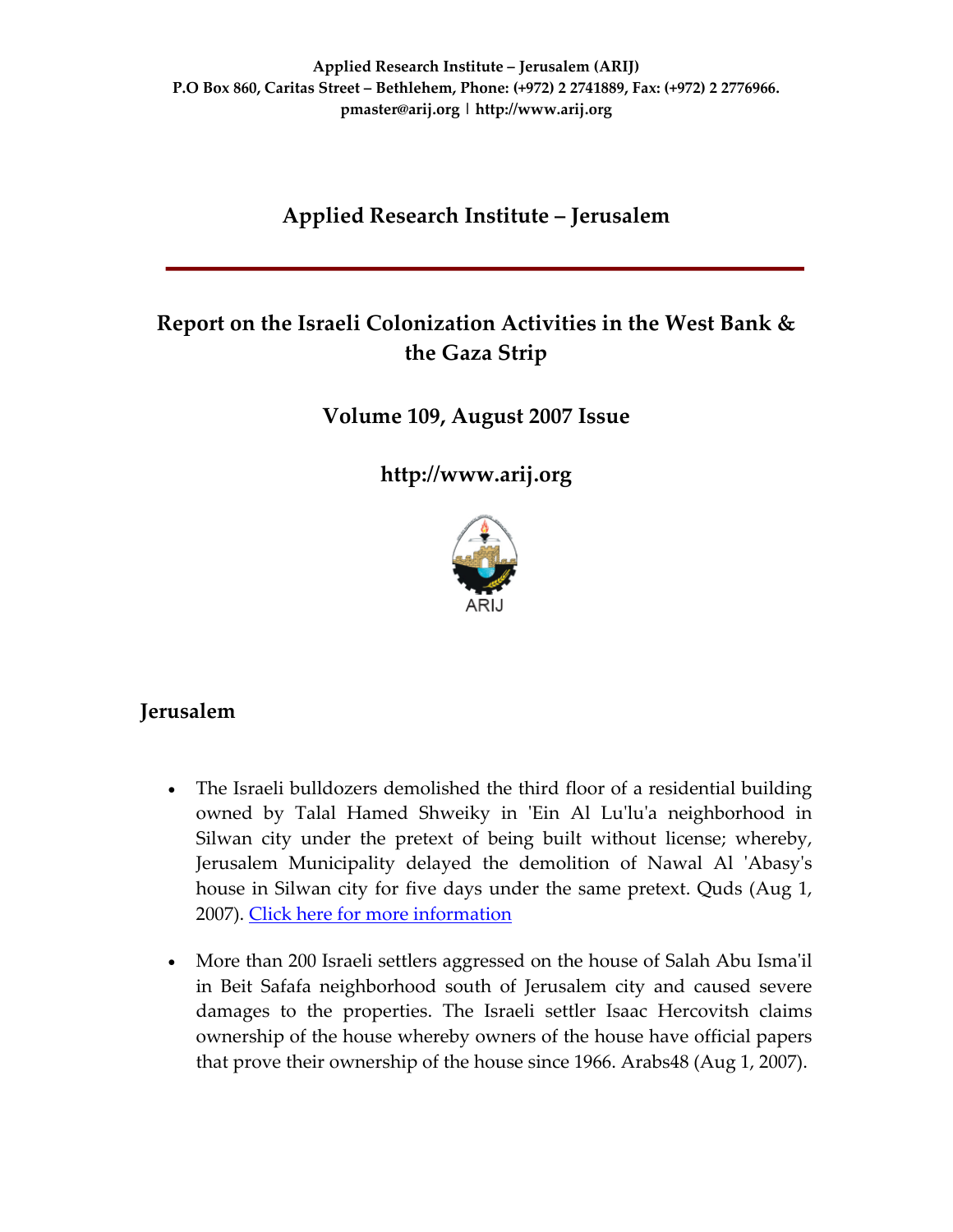**Applied Research Institute – Jerusalem (ARIJ)**
**P.O Box 860, Caritas Street – Bethlehem, Phone: (+972) 2 2741889, Fax: (+972) 2 2776966.**
**pmaster@arij.org | http://www.arij.org**

# Applied Research Institute – Jerusalem

## Report on the Israeli Colonization Activities in the West Bank & the Gaza Strip

### Volume 109, August 2007 Issue

### http://www.arij.org

ARIJ

## Jerusalem

- The Israeli bulldozers demolished the third floor of a residential building owned by Talal Hamed Shweiky in 'Ein Al Lu'lu'a neighborhood in Silwan city under the pretext of being built without license; whereby, Jerusalem Municipality delayed the demolition of Nawal Al 'Abasy's house in Silwan city for five days under the same pretext. Quds (Aug 1, 2007). Click here for more information

- More than 200 Israeli settlers aggressed on the house of Salah Abu Isma'il in Beit Safafa neighborhood south of Jerusalem city and caused severe damages to the properties. The Israeli settler Isaac Hercovitsh claims ownership of the house whereby owners of the house have official papers that prove their ownership of the house since 1966. Arabs48 (Aug 1, 2007).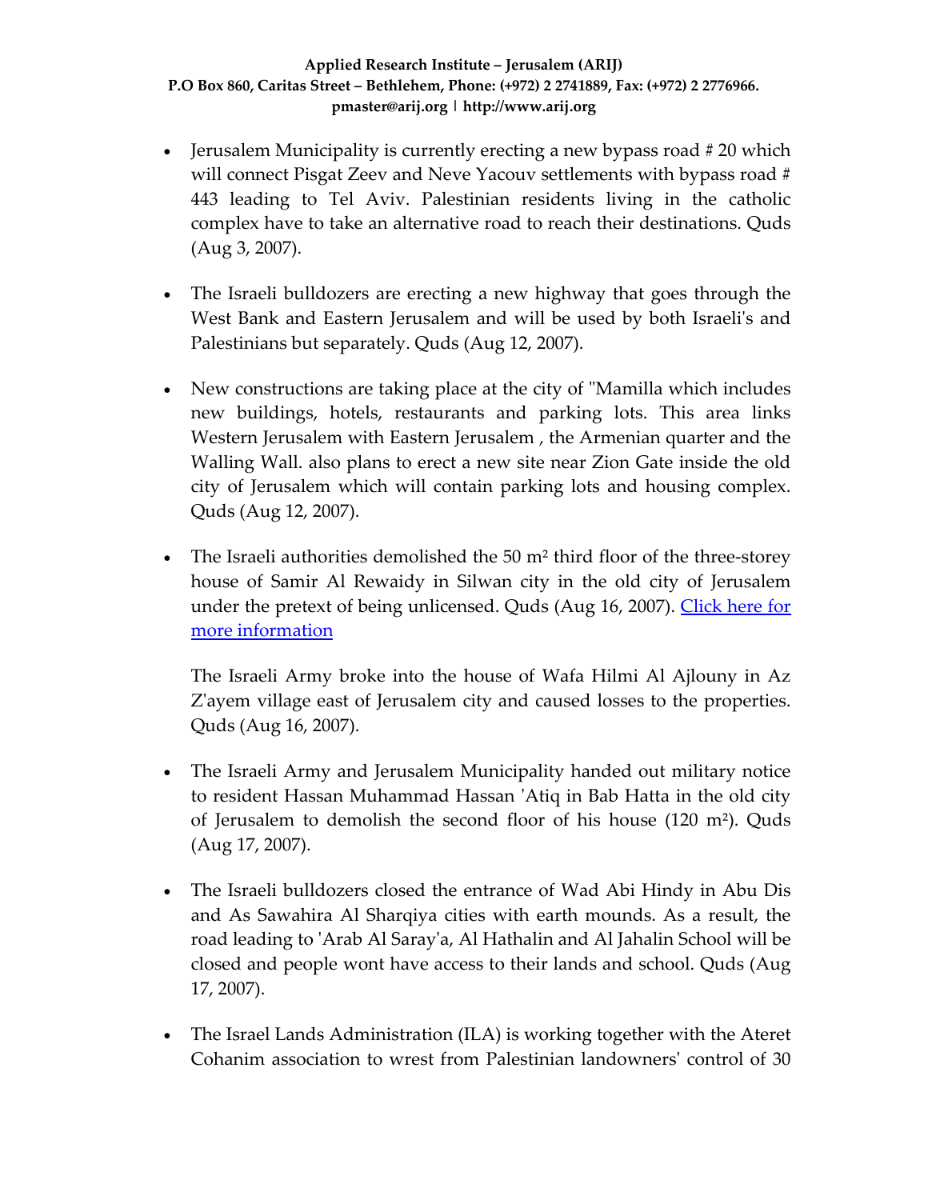- Jerusalem Municipality is currently erecting a new bypass road # 20 which will connect Pisgat Zeev and Neve Yacouv settlements with bypass road # 443 leading to Tel Aviv. Palestinian residents living in the catholic complex have to take an alternative road to reach their destinations. Quds (Aug 3, 2007).

- The Israeli bulldozers are erecting a new highway that goes through the West Bank and Eastern Jerusalem and will be used by both Israeli's and Palestinians but separately. Quds (Aug 12, 2007).

- New constructions are taking place at the city of "Mamilla which includes new buildings, hotels, restaurants and parking lots. This area links Western Jerusalem with Eastern Jerusalem , the Armenian quarter and the Walling Wall. also plans to erect a new site near Zion Gate inside the old city of Jerusalem which will contain parking lots and housing complex. Quds (Aug 12, 2007).

- The Israeli authorities demolished the 50 m² third floor of the three-storey house of Samir Al Rewaidy in Silwan city in the old city of Jerusalem under the pretext of being unlicensed. Quds (Aug 16, 2007). [Click here for more information]

  The Israeli Army broke into the house of Wafa Hilmi Al Ajlouny in Az Z'ayem village east of Jerusalem city and caused losses to the properties. Quds (Aug 16, 2007).

- The Israeli Army and Jerusalem Municipality handed out military notice to resident Hassan Muhammad Hassan 'Atiq in Bab Hatta in the old city of Jerusalem to demolish the second floor of his house (120 m²). Quds (Aug 17, 2007).

- The Israeli bulldozers closed the entrance of Wad Abi Hindy in Abu Dis and As Sawahira Al Sharqiya cities with earth mounds. As a result, the road leading to 'Arab Al Saray'a, Al Hathalin and Al Jahalin School will be closed and people wont have access to their lands and school. Quds (Aug 17, 2007).

- The Israel Lands Administration (ILA) is working together with the Ateret Cohanim association to wrest from Palestinian landowners' control of 30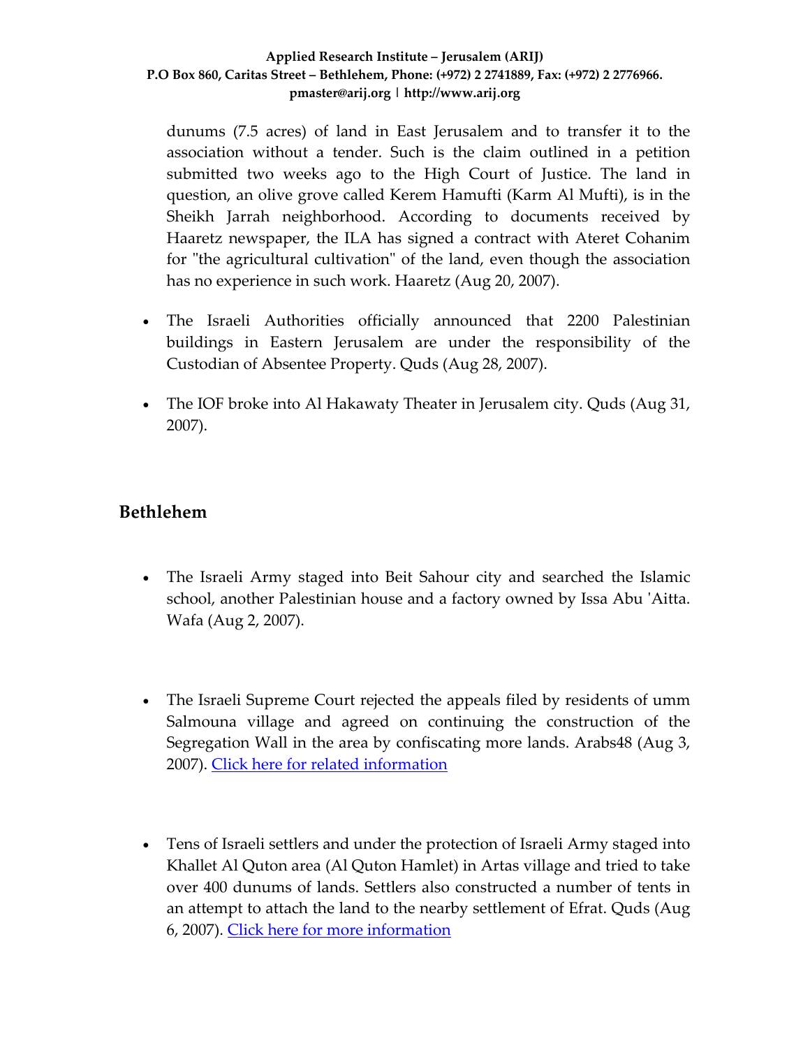dunums (7.5 acres) of land in East Jerusalem and to transfer it to the association without a tender. Such is the claim outlined in a petition submitted two weeks ago to the High Court of Justice. The land in question, an olive grove called Kerem Hamufti (Karm Al Mufti), is in the Sheikh Jarrah neighborhood. According to documents received by Haaretz newspaper, the ILA has signed a contract with Ateret Cohanim for "the agricultural cultivation" of the land, even though the association has no experience in such work. Haaretz (Aug 20, 2007).

- The Israeli Authorities officially announced that 2200 Palestinian buildings in Eastern Jerusalem are under the responsibility of the Custodian of Absentee Property. Quds (Aug 28, 2007).

- The IOF broke into Al Hakawaty Theater in Jerusalem city. Quds (Aug 31, 2007).

## Bethlehem

- The Israeli Army staged into Beit Sahour city and searched the Islamic school, another Palestinian house and a factory owned by Issa Abu 'Aitta. Wafa (Aug 2, 2007).

- The Israeli Supreme Court rejected the appeals filed by residents of umm Salmouna village and agreed on continuing the construction of the Segregation Wall in the area by confiscating more lands. Arabs48 (Aug 3, 2007). Click here for related information

- Tens of Israeli settlers and under the protection of Israeli Army staged into Khallet Al Quton area (Al Quton Hamlet) in Artas village and tried to take over 400 dunums of lands. Settlers also constructed a number of tents in an attempt to attach the land to the nearby settlement of Efrat. Quds (Aug 6, 2007). Click here for more information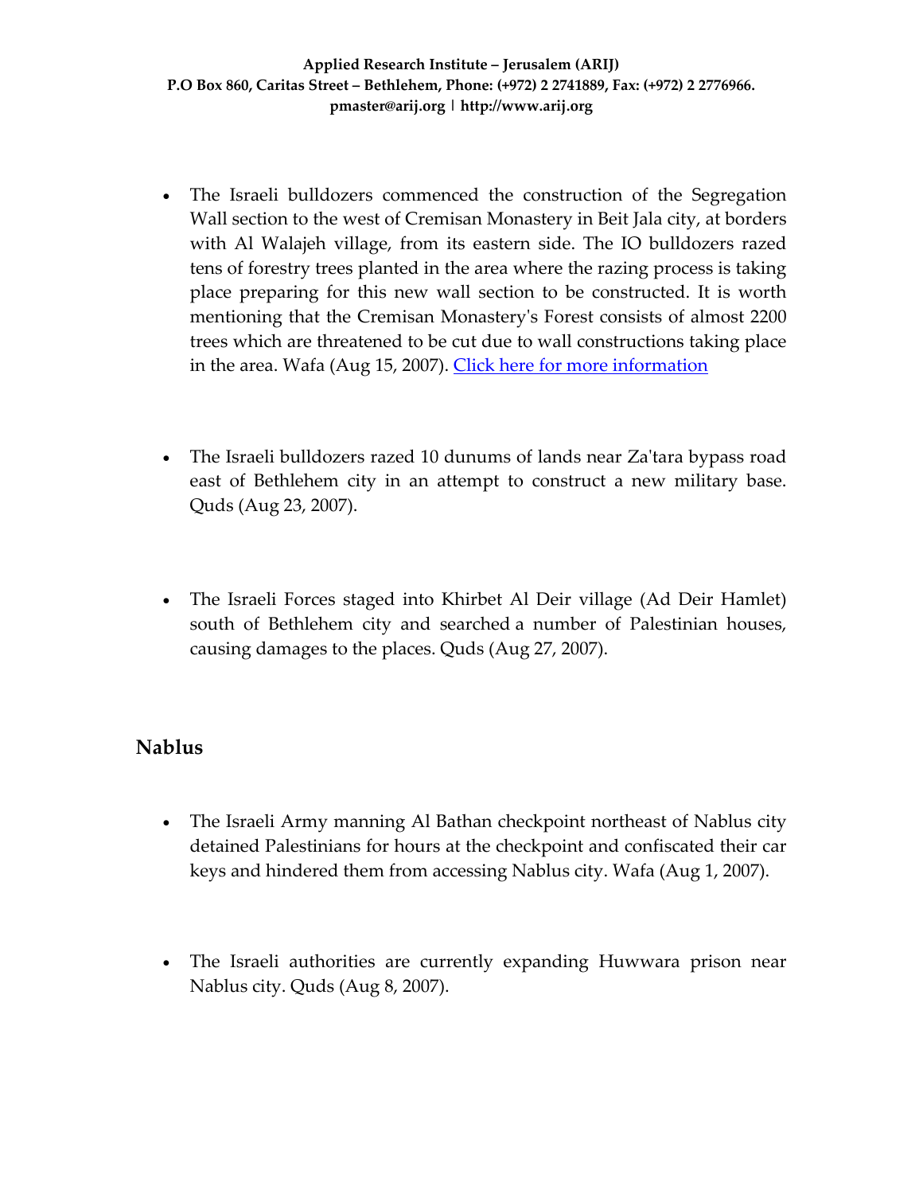- The Israeli bulldozers commenced the construction of the Segregation Wall section to the west of Cremisan Monastery in Beit Jala city, at borders with Al Walajeh village, from its eastern side. The IO bulldozers razed tens of forestry trees planted in the area where the razing process is taking place preparing for this new wall section to be constructed. It is worth mentioning that the Cremisan Monastery's Forest consists of almost 2200 trees which are threatened to be cut due to wall constructions taking place in the area. Wafa (Aug 15, 2007). Click here for more information

- The Israeli bulldozers razed 10 dunums of lands near Za'tara bypass road east of Bethlehem city in an attempt to construct a new military base. Quds (Aug 23, 2007).

- The Israeli Forces staged into Khirbet Al Deir village (Ad Deir Hamlet) south of Bethlehem city and searched a number of Palestinian houses, causing damages to the places. Quds (Aug 27, 2007).

## Nablus

- The Israeli Army manning Al Bathan checkpoint northeast of Nablus city detained Palestinians for hours at the checkpoint and confiscated their car keys and hindered them from accessing Nablus city. Wafa (Aug 1, 2007).

- The Israeli authorities are currently expanding Huwwara prison near Nablus city. Quds (Aug 8, 2007).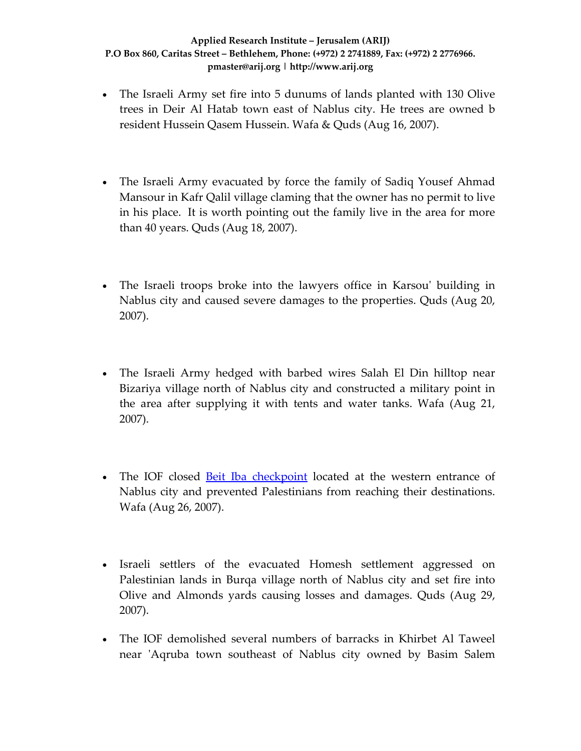- The Israeli Army set fire into 5 dunums of lands planted with 130 Olive trees in Deir Al Hatab town east of Nablus city. He trees are owned b resident Hussein Qasem Hussein. Wafa & Quds (Aug 16, 2007).

- The Israeli Army evacuated by force the family of Sadiq Yousef Ahmad Mansour in Kafr Qalil village claming that the owner has no permit to live in his place. It is worth pointing out the family live in the area for more than 40 years. Quds (Aug 18, 2007).

- The Israeli troops broke into the lawyers office in Karsou' building in Nablus city and caused severe damages to the properties. Quds (Aug 20, 2007).

- The Israeli Army hedged with barbed wires Salah El Din hilltop near Bizariya village north of Nablus city and constructed a military point in the area after supplying it with tents and water tanks. Wafa (Aug 21, 2007).

- The IOF closed Beit Iba checkpoint located at the western entrance of Nablus city and prevented Palestinians from reaching their destinations. Wafa (Aug 26, 2007).

- Israeli settlers of the evacuated Homesh settlement aggressed on Palestinian lands in Burqa village north of Nablus city and set fire into Olive and Almonds yards causing losses and damages. Quds (Aug 29, 2007).

- The IOF demolished several numbers of barracks in Khirbet Al Taweel near 'Aqruba town southeast of Nablus city owned by Basim Salem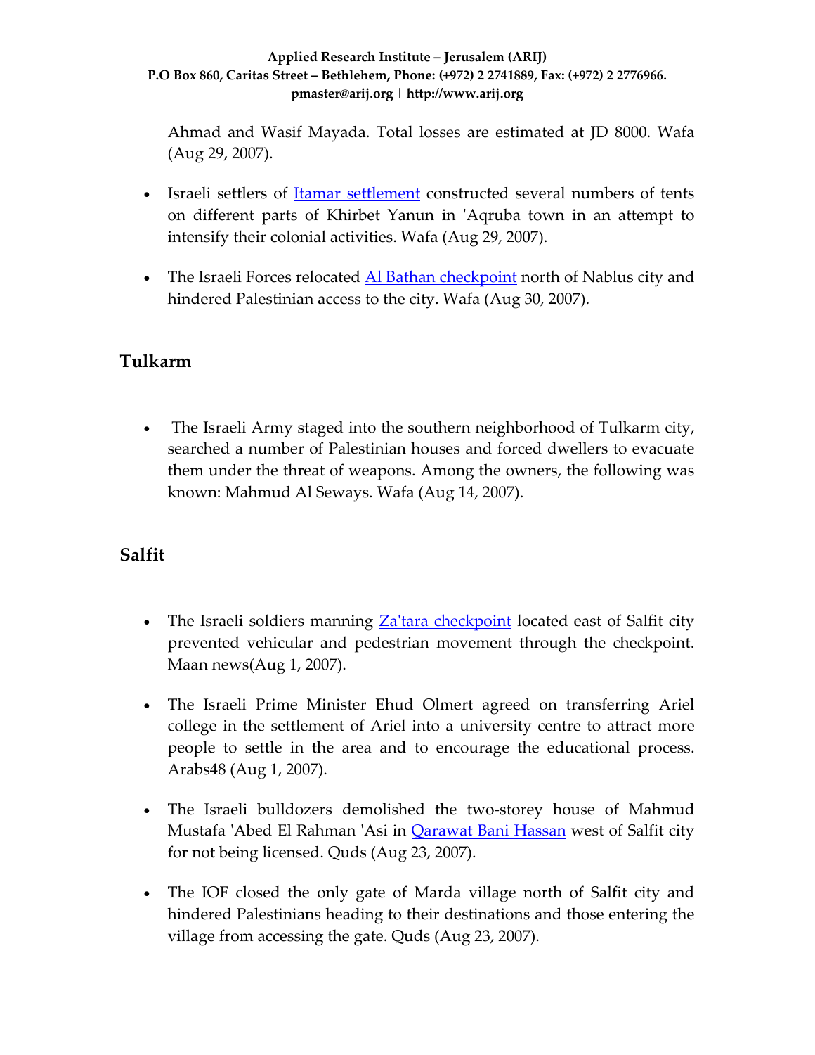Ahmad and Wasif Mayada. Total losses are estimated at JD 8000. Wafa (Aug 29, 2007).

- Israeli settlers of Itamar settlement constructed several numbers of tents on different parts of Khirbet Yanun in 'Aqruba town in an attempt to intensify their colonial activities. Wafa (Aug 29, 2007).

- The Israeli Forces relocated Al Bathan checkpoint north of Nablus city and hindered Palestinian access to the city. Wafa (Aug 30, 2007).

## Tulkarm

- The Israeli Army staged into the southern neighborhood of Tulkarm city, searched a number of Palestinian houses and forced dwellers to evacuate them under the threat of weapons. Among the owners, the following was known: Mahmud Al Seways. Wafa (Aug 14, 2007).

## Salfit

- The Israeli soldiers manning Za'tara checkpoint located east of Salfit city prevented vehicular and pedestrian movement through the checkpoint. Maan news(Aug 1, 2007).

- The Israeli Prime Minister Ehud Olmert agreed on transferring Ariel college in the settlement of Ariel into a university centre to attract more people to settle in the area and to encourage the educational process. Arabs48 (Aug 1, 2007).

- The Israeli bulldozers demolished the two-storey house of Mahmud Mustafa 'Abed El Rahman 'Asi in Qarawat Bani Hassan west of Salfit city for not being licensed. Quds (Aug 23, 2007).

- The IOF closed the only gate of Marda village north of Salfit city and hindered Palestinians heading to their destinations and those entering the village from accessing the gate. Quds (Aug 23, 2007).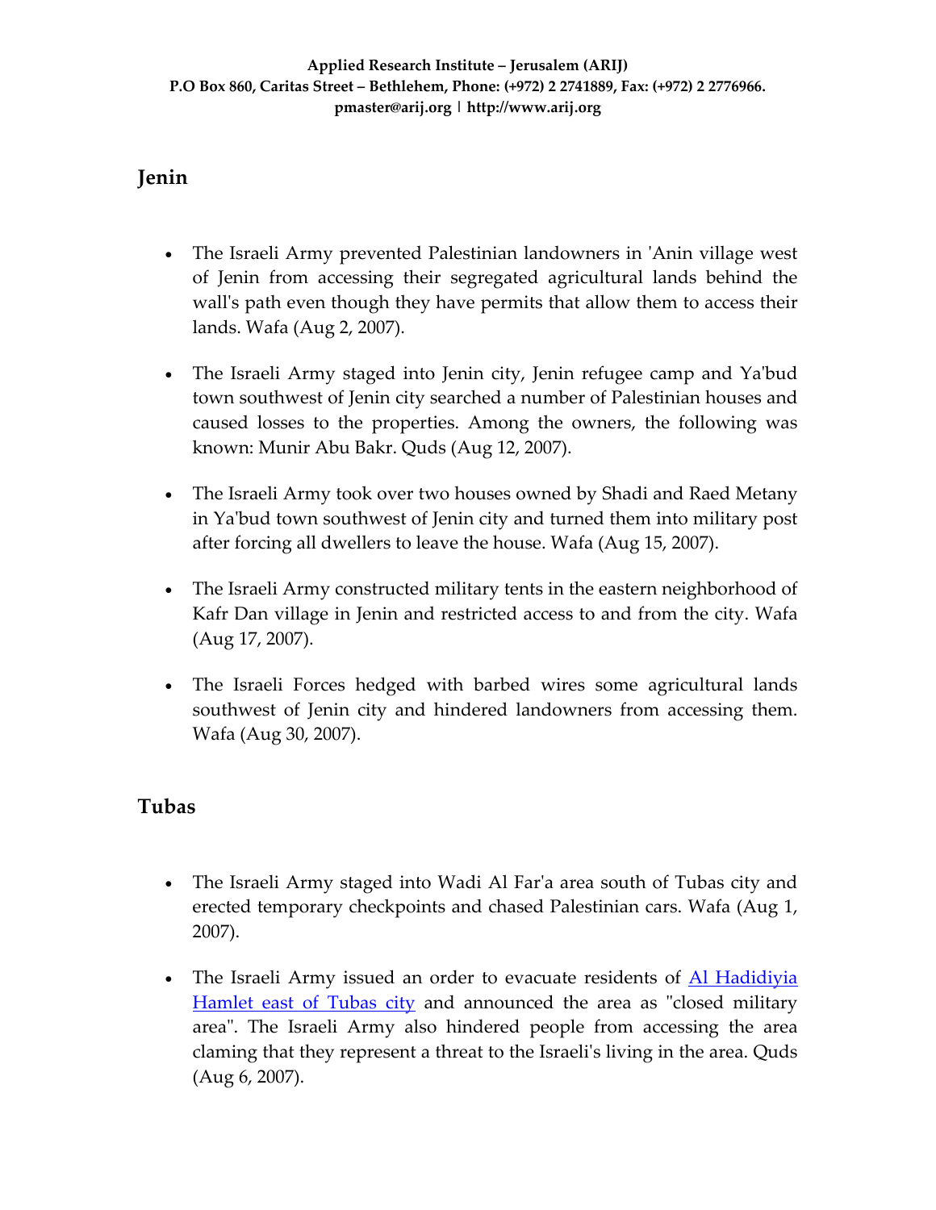## Jenin

- The Israeli Army prevented Palestinian landowners in 'Anin village west of Jenin from accessing their segregated agricultural lands behind the wall's path even though they have permits that allow them to access their lands. Wafa (Aug 2, 2007).

- The Israeli Army staged into Jenin city, Jenin refugee camp and Ya'bud town southwest of Jenin city searched a number of Palestinian houses and caused losses to the properties. Among the owners, the following was known: Munir Abu Bakr. Quds (Aug 12, 2007).

- The Israeli Army took over two houses owned by Shadi and Raed Metany in Ya'bud town southwest of Jenin city and turned them into military post after forcing all dwellers to leave the house. Wafa (Aug 15, 2007).

- The Israeli Army constructed military tents in the eastern neighborhood of Kafr Dan village in Jenin and restricted access to and from the city. Wafa (Aug 17, 2007).

- The Israeli Forces hedged with barbed wires some agricultural lands southwest of Jenin city and hindered landowners from accessing them. Wafa (Aug 30, 2007).

## Tubas

- The Israeli Army staged into Wadi Al Far'a area south of Tubas city and erected temporary checkpoints and chased Palestinian cars. Wafa (Aug 1, 2007).

- The Israeli Army issued an order to evacuate residents of Al Hadidiyia Hamlet east of Tubas city and announced the area as "closed military area". The Israeli Army also hindered people from accessing the area claming that they represent a threat to the Israeli's living in the area. Quds (Aug 6, 2007).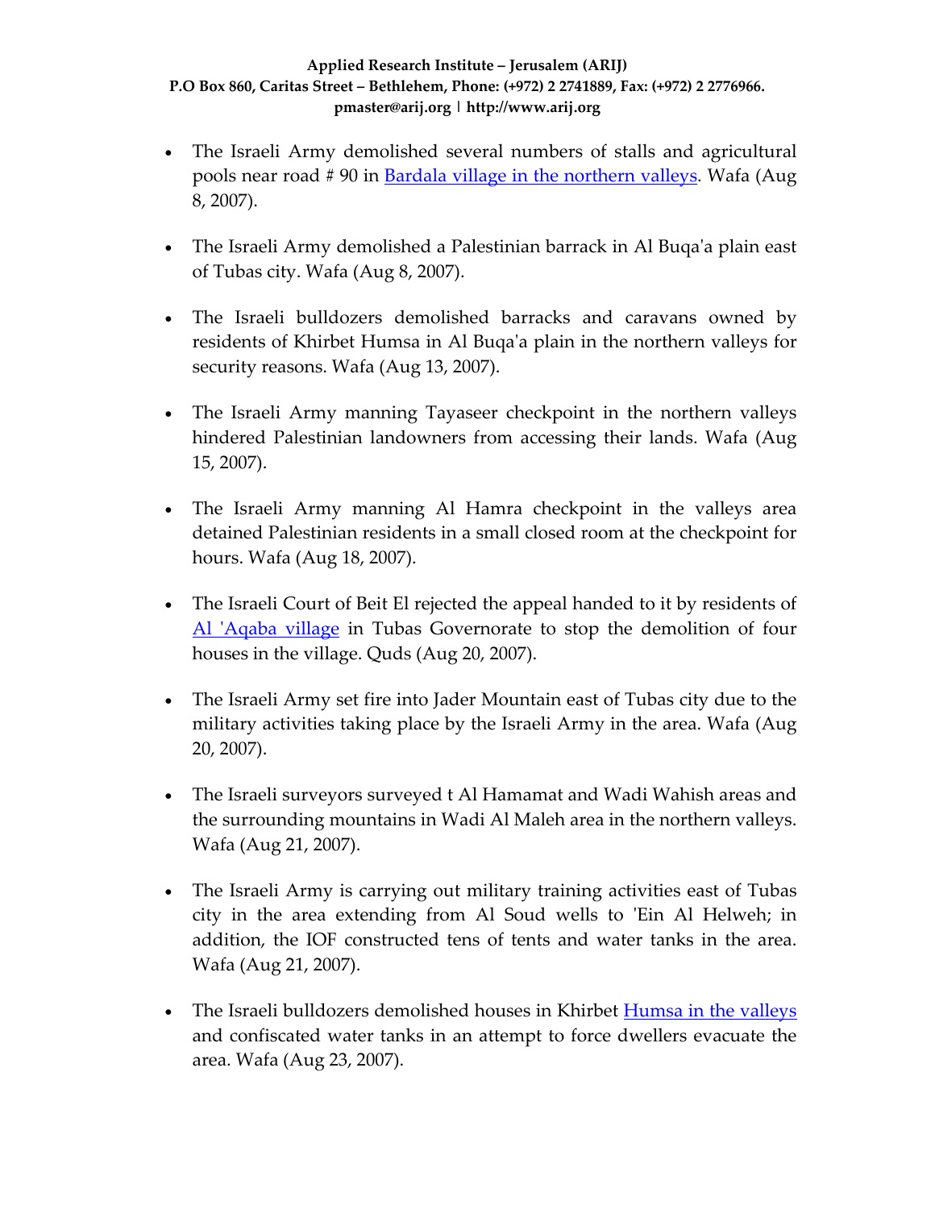- The Israeli Army demolished several numbers of stalls and agricultural pools near road # 90 in Bardala village in the northern valleys. Wafa (Aug 8, 2007).

- The Israeli Army demolished a Palestinian barrack in Al Buqa'a plain east of Tubas city. Wafa (Aug 8, 2007).

- The Israeli bulldozers demolished barracks and caravans owned by residents of Khirbet Humsa in Al Buqa'a plain in the northern valleys for security reasons. Wafa (Aug 13, 2007).

- The Israeli Army manning Tayaseer checkpoint in the northern valleys hindered Palestinian landowners from accessing their lands. Wafa (Aug 15, 2007).

- The Israeli Army manning Al Hamra checkpoint in the valleys area detained Palestinian residents in a small closed room at the checkpoint for hours. Wafa (Aug 18, 2007).

- The Israeli Court of Beit El rejected the appeal handed to it by residents of Al 'Aqaba village in Tubas Governorate to stop the demolition of four houses in the village. Quds (Aug 20, 2007).

- The Israeli Army set fire into Jader Mountain east of Tubas city due to the military activities taking place by the Israeli Army in the area. Wafa (Aug 20, 2007).

- The Israeli surveyors surveyed t Al Hamamat and Wadi Wahish areas and the surrounding mountains in Wadi Al Maleh area in the northern valleys. Wafa (Aug 21, 2007).

- The Israeli Army is carrying out military training activities east of Tubas city in the area extending from Al Soud wells to 'Ein Al Helweh; in addition, the IOF constructed tens of tents and water tanks in the area. Wafa (Aug 21, 2007).

- The Israeli bulldozers demolished houses in Khirbet Humsa in the valleys and confiscated water tanks in an attempt to force dwellers evacuate the area. Wafa (Aug 23, 2007).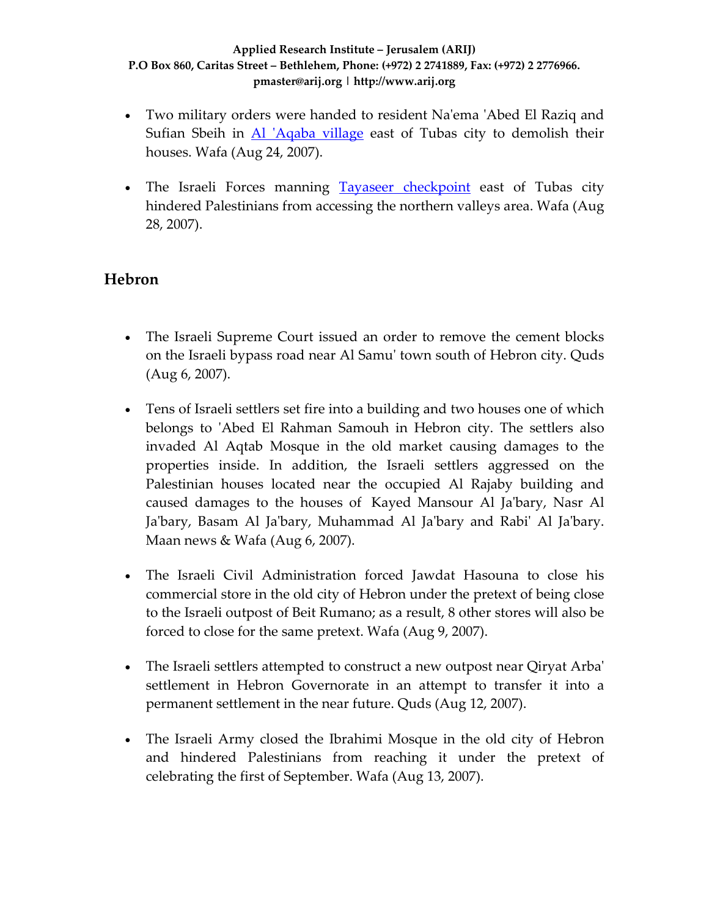- Two military orders were handed to resident Na'ema 'Abed El Raziq and Sufian Sbeih in Al 'Aqaba village east of Tubas city to demolish their houses. Wafa (Aug 24, 2007).

- The Israeli Forces manning Tayaseer checkpoint east of Tubas city hindered Palestinians from accessing the northern valleys area. Wafa (Aug 28, 2007).

## Hebron

- The Israeli Supreme Court issued an order to remove the cement blocks on the Israeli bypass road near Al Samu' town south of Hebron city. Quds (Aug 6, 2007).

- Tens of Israeli settlers set fire into a building and two houses one of which belongs to 'Abed El Rahman Samouh in Hebron city. The settlers also invaded Al Aqtab Mosque in the old market causing damages to the properties inside. In addition, the Israeli settlers aggressed on the Palestinian houses located near the occupied Al Rajaby building and caused damages to the houses of Kayed Mansour Al Ja'bary, Nasr Al Ja'bary, Basam Al Ja'bary, Muhammad Al Ja'bary and Rabi' Al Ja'bary. Maan news & Wafa (Aug 6, 2007).

- The Israeli Civil Administration forced Jawdat Hasouna to close his commercial store in the old city of Hebron under the pretext of being close to the Israeli outpost of Beit Rumano; as a result, 8 other stores will also be forced to close for the same pretext. Wafa (Aug 9, 2007).

- The Israeli settlers attempted to construct a new outpost near Qiryat Arba' settlement in Hebron Governorate in an attempt to transfer it into a permanent settlement in the near future. Quds (Aug 12, 2007).

- The Israeli Army closed the Ibrahimi Mosque in the old city of Hebron and hindered Palestinians from reaching it under the pretext of celebrating the first of September. Wafa (Aug 13, 2007).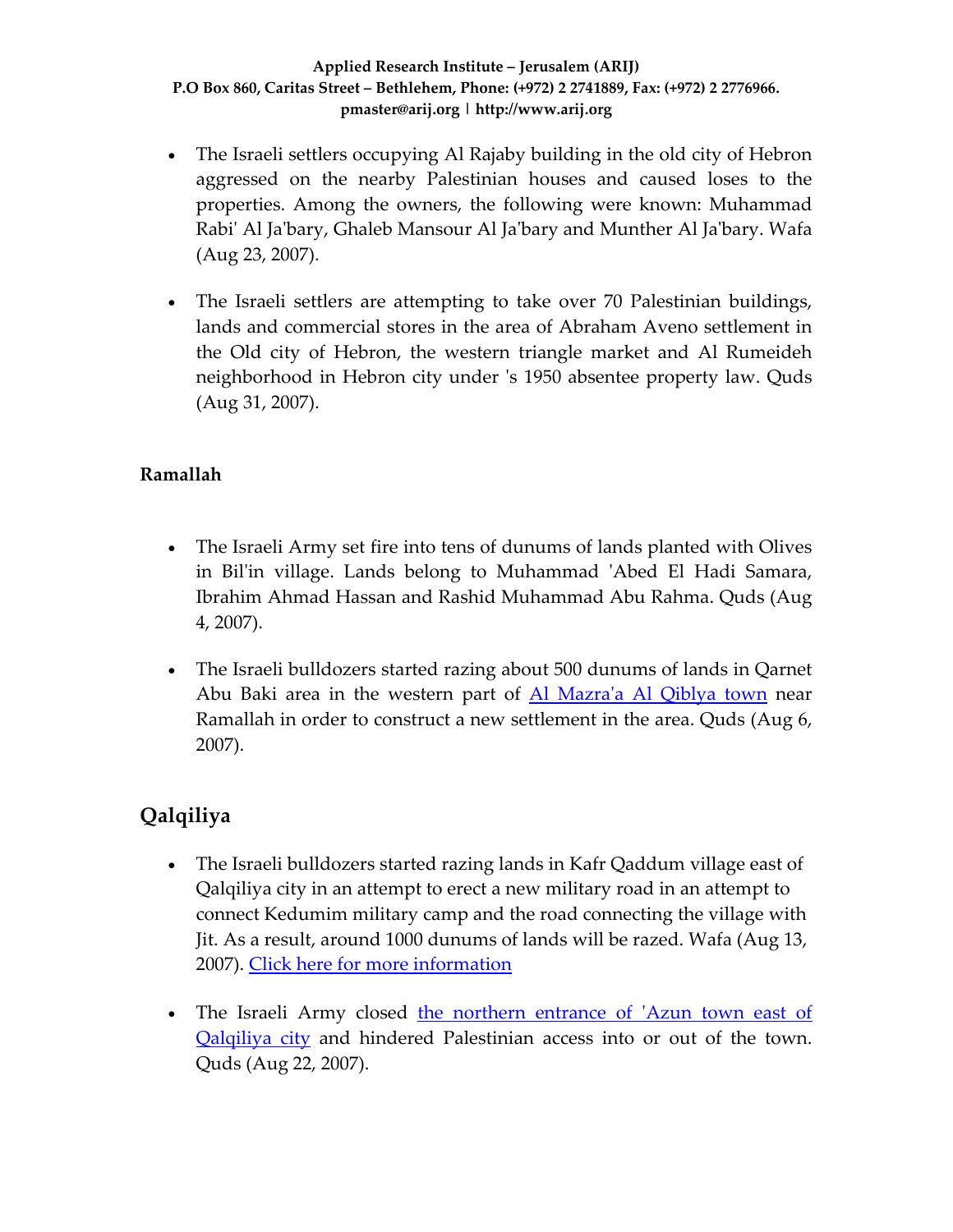- The Israeli settlers occupying Al Rajaby building in the old city of Hebron aggressed on the nearby Palestinian houses and caused loses to the properties. Among the owners, the following were known: Muhammad Rabi' Al Ja'bary, Ghaleb Mansour Al Ja'bary and Munther Al Ja'bary. Wafa (Aug 23, 2007).

- The Israeli settlers are attempting to take over 70 Palestinian buildings, lands and commercial stores in the area of Abraham Aveno settlement in the Old city of Hebron, the western triangle market and Al Rumeideh neighborhood in Hebron city under 's 1950 absentee property law. Quds (Aug 31, 2007).

**Ramallah**

- The Israeli Army set fire into tens of dunums of lands planted with Olives in Bil'in village. Lands belong to Muhammad 'Abed El Hadi Samara, Ibrahim Ahmad Hassan and Rashid Muhammad Abu Rahma. Quds (Aug 4, 2007).

- The Israeli bulldozers started razing about 500 dunums of lands in Qarnet Abu Baki area in the western part of Al Mazra'a Al Qiblya town near Ramallah in order to construct a new settlement in the area. Quds (Aug 6, 2007).

## Qalqiliya

- The Israeli bulldozers started razing lands in Kafr Qaddum village east of Qalqiliya city in an attempt to erect a new military road in an attempt to connect Kedumim military camp and the road connecting the village with Jit. As a result, around 1000 dunums of lands will be razed. Wafa (Aug 13, 2007). Click here for more information

- The Israeli Army closed the northern entrance of 'Azun town east of Qalqiliya city and hindered Palestinian access into or out of the town. Quds (Aug 22, 2007).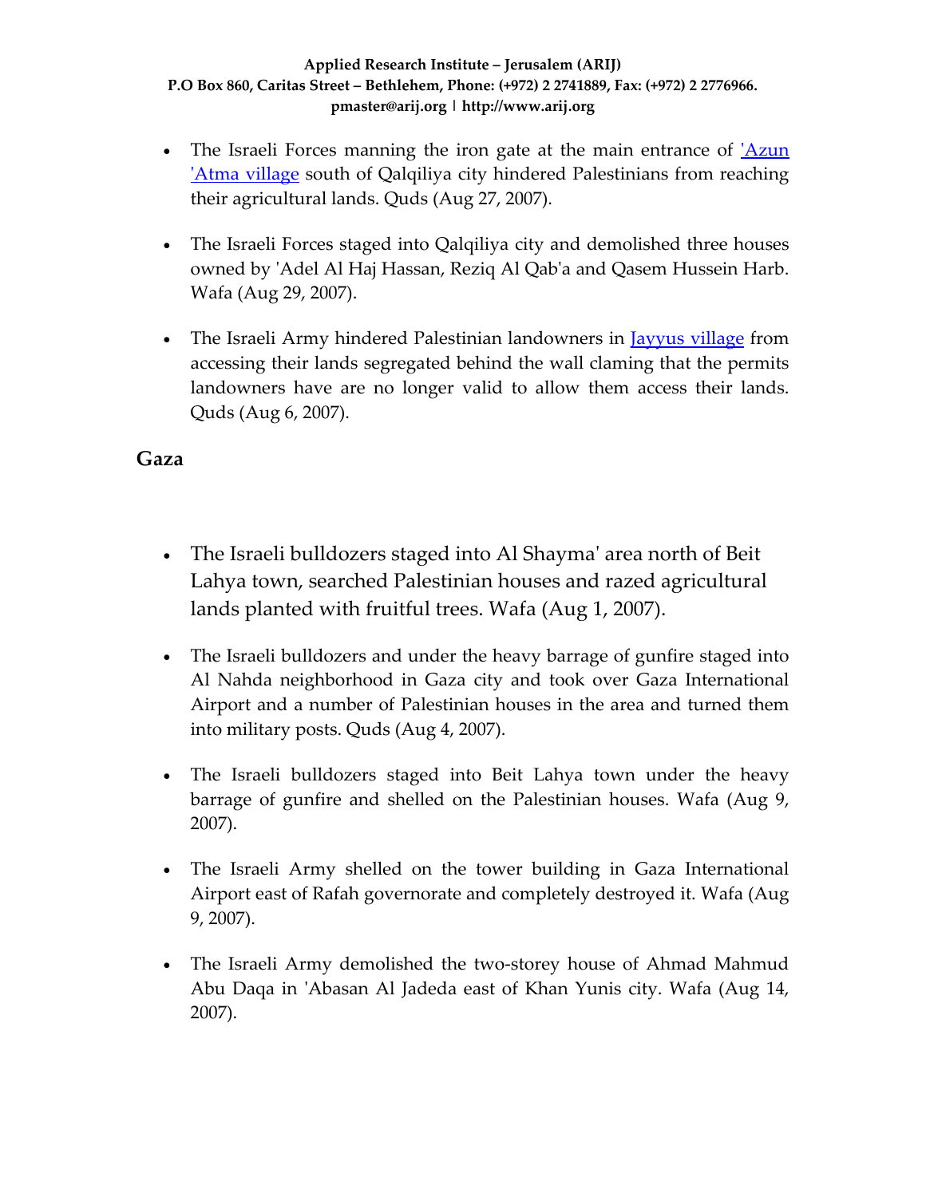- The Israeli Forces manning the iron gate at the main entrance of 'Azun 'Atma village south of Qalqiliya city hindered Palestinians from reaching their agricultural lands. Quds (Aug 27, 2007).

- The Israeli Forces staged into Qalqiliya city and demolished three houses owned by 'Adel Al Haj Hassan, Reziq Al Qab'a and Qasem Hussein Harb. Wafa (Aug 29, 2007).

- The Israeli Army hindered Palestinian landowners in Jayyus village from accessing their lands segregated behind the wall claming that the permits landowners have are no longer valid to allow them access their lands. Quds (Aug 6, 2007).

## Gaza

- The Israeli bulldozers staged into Al Shayma' area north of Beit Lahya town, searched Palestinian houses and razed agricultural lands planted with fruitful trees. Wafa (Aug 1, 2007).

- The Israeli bulldozers and under the heavy barrage of gunfire staged into Al Nahda neighborhood in Gaza city and took over Gaza International Airport and a number of Palestinian houses in the area and turned them into military posts. Quds (Aug 4, 2007).

- The Israeli bulldozers staged into Beit Lahya town under the heavy barrage of gunfire and shelled on the Palestinian houses. Wafa (Aug 9, 2007).

- The Israeli Army shelled on the tower building in Gaza International Airport east of Rafah governorate and completely destroyed it. Wafa (Aug 9, 2007).

- The Israeli Army demolished the two-storey house of Ahmad Mahmud Abu Daqa in 'Abasan Al Jadeda east of Khan Yunis city. Wafa (Aug 14, 2007).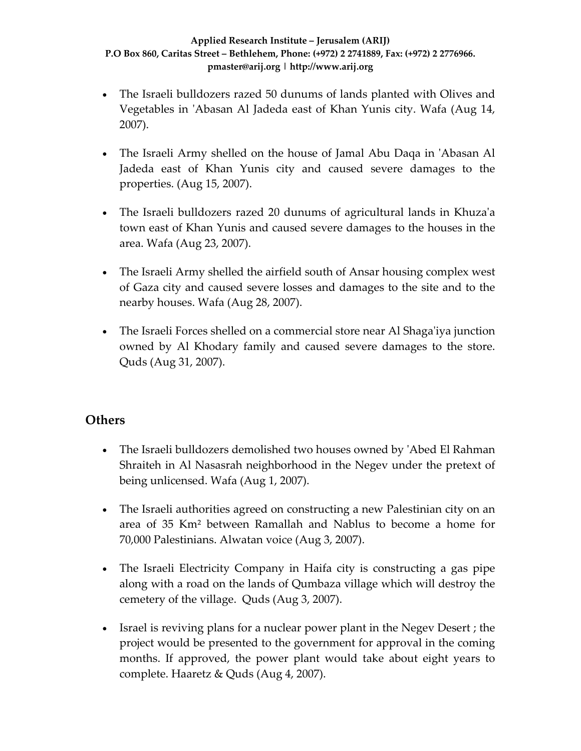- The Israeli bulldozers razed 50 dunums of lands planted with Olives and Vegetables in 'Abasan Al Jadeda east of Khan Yunis city. Wafa (Aug 14, 2007).

- The Israeli Army shelled on the house of Jamal Abu Daqa in 'Abasan Al Jadeda east of Khan Yunis city and caused severe damages to the properties. (Aug 15, 2007).

- The Israeli bulldozers razed 20 dunums of agricultural lands in Khuza'a town east of Khan Yunis and caused severe damages to the houses in the area. Wafa (Aug 23, 2007).

- The Israeli Army shelled the airfield south of Ansar housing complex west of Gaza city and caused severe losses and damages to the site and to the nearby houses. Wafa (Aug 28, 2007).

- The Israeli Forces shelled on a commercial store near Al Shaga'iya junction owned by Al Khodary family and caused severe damages to the store. Quds (Aug 31, 2007).

## Others

- The Israeli bulldozers demolished two houses owned by 'Abed El Rahman Shraiteh in Al Nasasrah neighborhood in the Negev under the pretext of being unlicensed. Wafa (Aug 1, 2007).

- The Israeli authorities agreed on constructing a new Palestinian city on an area of 35 Km² between Ramallah and Nablus to become a home for 70,000 Palestinians. Alwatan voice (Aug 3, 2007).

- The Israeli Electricity Company in Haifa city is constructing a gas pipe along with a road on the lands of Qumbaza village which will destroy the cemetery of the village. Quds (Aug 3, 2007).

- Israel is reviving plans for a nuclear power plant in the Negev Desert ; the project would be presented to the government for approval in the coming months. If approved, the power plant would take about eight years to complete. Haaretz & Quds (Aug 4, 2007).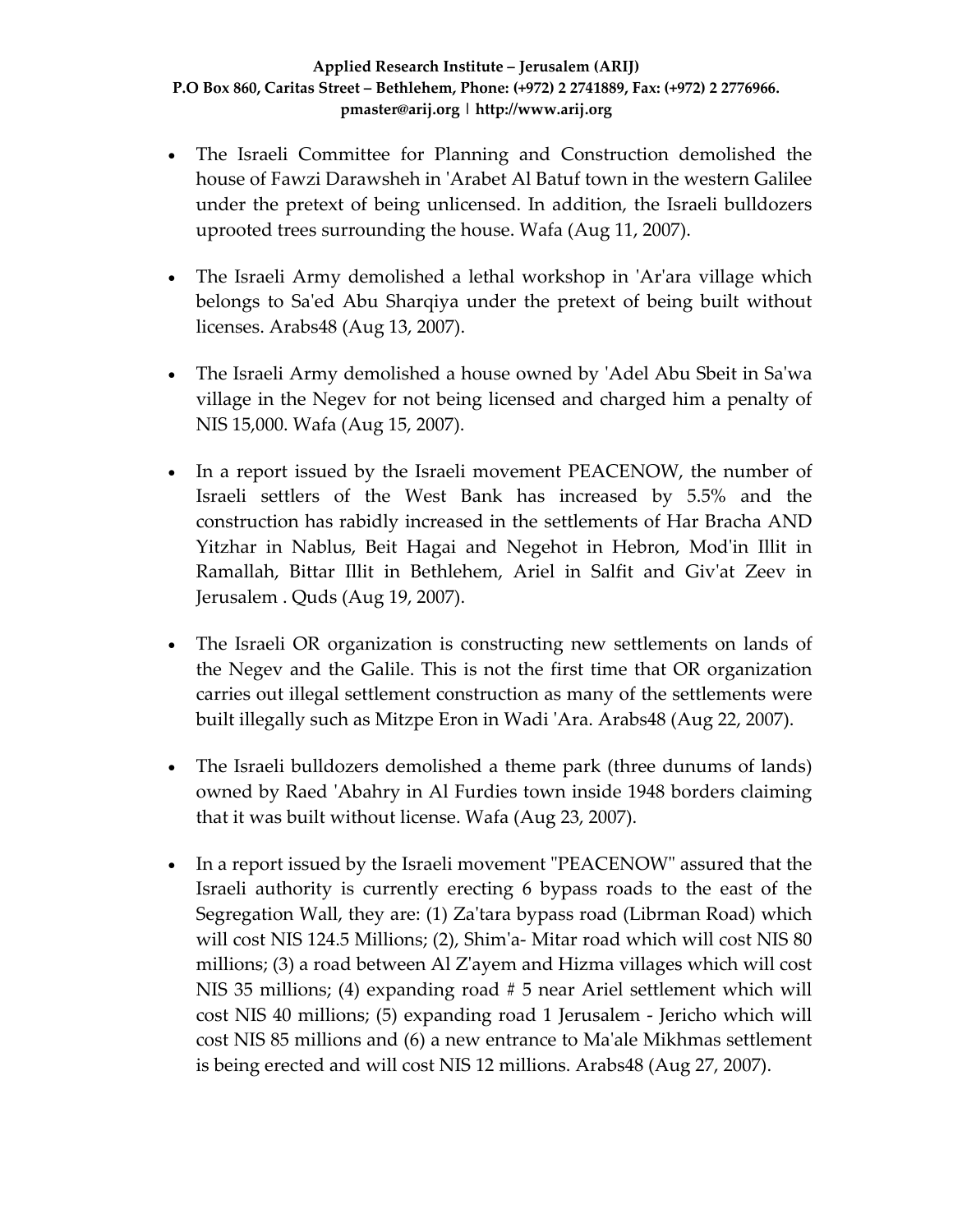- The Israeli Committee for Planning and Construction demolished the house of Fawzi Darawsheh in 'Arabet Al Batuf town in the western Galilee under the pretext of being unlicensed. In addition, the Israeli bulldozers uprooted trees surrounding the house. Wafa (Aug 11, 2007).

- The Israeli Army demolished a lethal workshop in 'Ar'ara village which belongs to Sa'ed Abu Sharqiya under the pretext of being built without licenses. Arabs48 (Aug 13, 2007).

- The Israeli Army demolished a house owned by 'Adel Abu Sbeit in Sa'wa village in the Negev for not being licensed and charged him a penalty of NIS 15,000. Wafa (Aug 15, 2007).

- In a report issued by the Israeli movement PEACENOW, the number of Israeli settlers of the West Bank has increased by 5.5% and the construction has rabidly increased in the settlements of Har Bracha AND Yitzhar in Nablus, Beit Hagai and Negehot in Hebron, Mod'in Illit in Ramallah, Bittar Illit in Bethlehem, Ariel in Salfit and Giv'at Zeev in Jerusalem . Quds (Aug 19, 2007).

- The Israeli OR organization is constructing new settlements on lands of the Negev and the Galile. This is not the first time that OR organization carries out illegal settlement construction as many of the settlements were built illegally such as Mitzpe Eron in Wadi 'Ara. Arabs48 (Aug 22, 2007).

- The Israeli bulldozers demolished a theme park (three dunums of lands) owned by Raed 'Abahry in Al Furdies town inside 1948 borders claiming that it was built without license. Wafa (Aug 23, 2007).

- In a report issued by the Israeli movement "PEACENOW" assured that the Israeli authority is currently erecting 6 bypass roads to the east of the Segregation Wall, they are: (1) Za'tara bypass road (Librman Road) which will cost NIS 124.5 Millions; (2), Shim'a- Mitar road which will cost NIS 80 millions; (3) a road between Al Z'ayem and Hizma villages which will cost NIS 35 millions; (4) expanding road # 5 near Ariel settlement which will cost NIS 40 millions; (5) expanding road 1 Jerusalem - Jericho which will cost NIS 85 millions and (6) a new entrance to Ma'ale Mikhmas settlement is being erected and will cost NIS 12 millions. Arabs48 (Aug 27, 2007).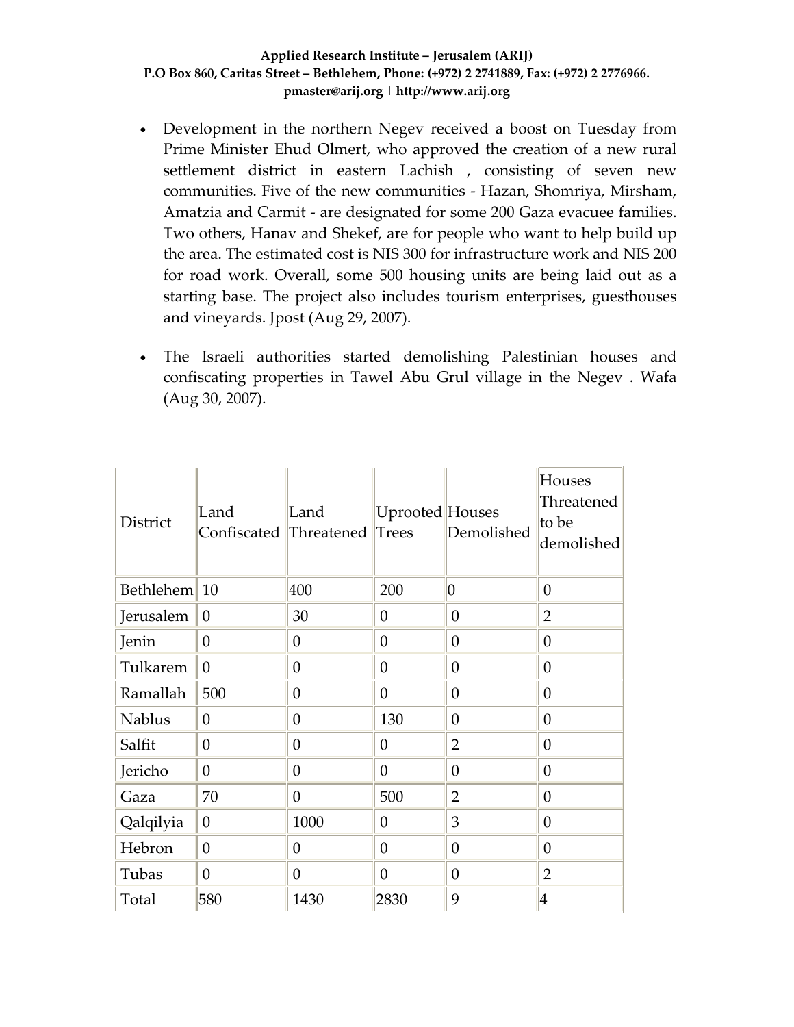- Development in the northern Negev received a boost on Tuesday from Prime Minister Ehud Olmert, who approved the creation of a new rural settlement district in eastern Lachish , consisting of seven new communities. Five of the new communities - Hazan, Shomriya, Mirsham, Amatzia and Carmit - are designated for some 200 Gaza evacuee families. Two others, Hanav and Shekef, are for people who want to help build up the area. The estimated cost is NIS 300 for infrastructure work and NIS 200 for road work. Overall, some 500 housing units are being laid out as a starting base. The project also includes tourism enterprises, guesthouses and vineyards. Jpost (Aug 29, 2007).

- The Israeli authorities started demolishing Palestinian houses and confiscating properties in Tawel Abu Grul village in the Negev . Wafa (Aug 30, 2007).

| District | Land Confiscated | Land Threatened | Uprooted Trees | Houses Demolished | Houses Threatened to be demolished |
|---|---|---|---|---|---|
| Bethlehem | 10 | 400 | 200 | 0 | 0 |
| Jerusalem | 0 | 30 | 0 | 0 | 2 |
| Jenin | 0 | 0 | 0 | 0 | 0 |
| Tulkarem | 0 | 0 | 0 | 0 | 0 |
| Ramallah | 500 | 0 | 0 | 0 | 0 |
| Nablus | 0 | 0 | 130 | 0 | 0 |
| Salfit | 0 | 0 | 0 | 2 | 0 |
| Jericho | 0 | 0 | 0 | 0 | 0 |
| Gaza | 70 | 0 | 500 | 2 | 0 |
| Qalqilyia | 0 | 1000 | 0 | 3 | 0 |
| Hebron | 0 | 0 | 0 | 0 | 0 |
| Tubas | 0 | 0 | 0 | 0 | 2 |
| Total | 580 | 1430 | 2830 | 9 | 4 |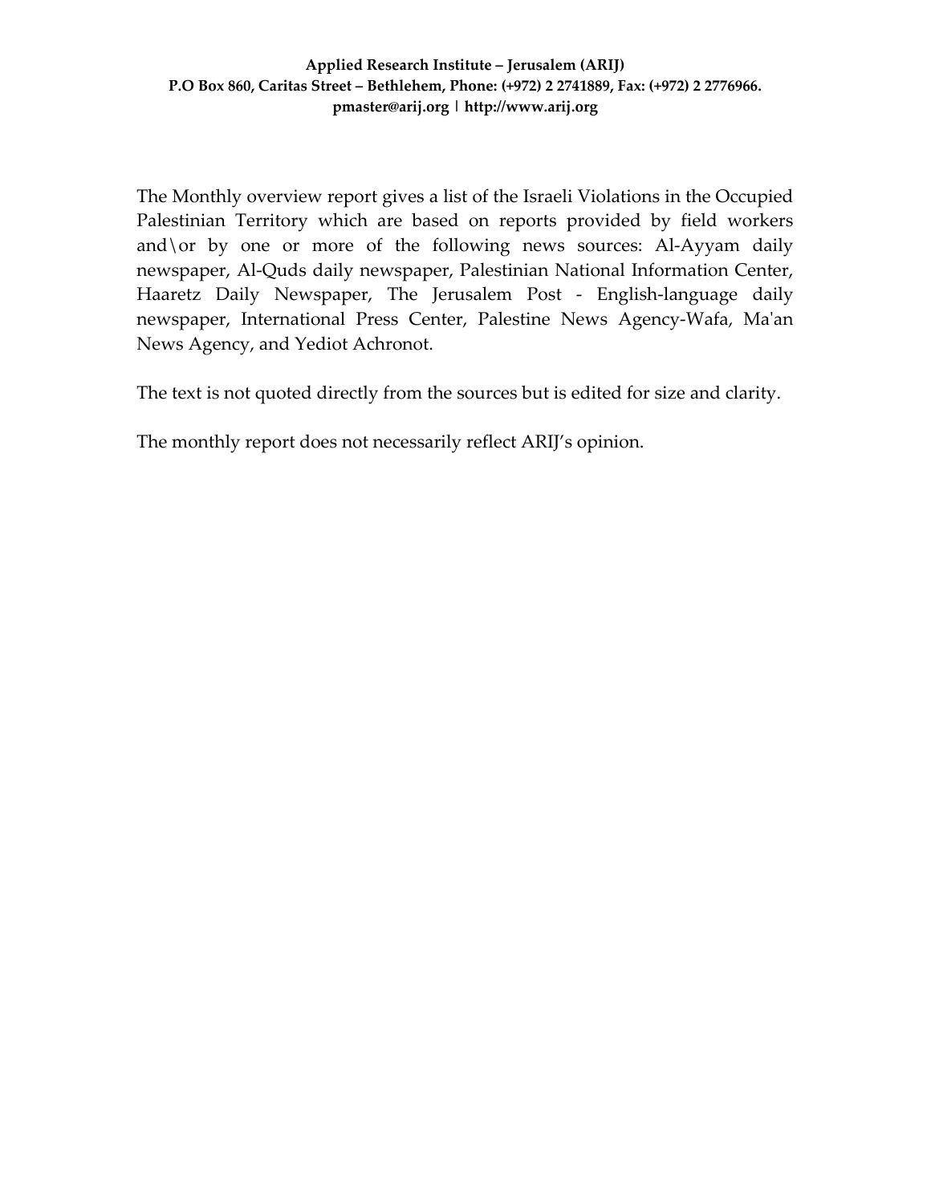**Applied Research Institute – Jerusalem (ARIJ)**
**P.O Box 860, Caritas Street – Bethlehem, Phone: (+972) 2 2741889, Fax: (+972) 2 2776966.**
**pmaster@arij.org | http://www.arij.org**

The Monthly overview report gives a list of the Israeli Violations in the Occupied Palestinian Territory which are based on reports provided by field workers and\or by one or more of the following news sources: Al-Ayyam daily newspaper, Al-Quds daily newspaper, Palestinian National Information Center, Haaretz Daily Newspaper, The Jerusalem Post - English-language daily newspaper, International Press Center, Palestine News Agency-Wafa, Ma'an News Agency, and Yediot Achronot.

The text is not quoted directly from the sources but is edited for size and clarity.

The monthly report does not necessarily reflect ARIJ's opinion.